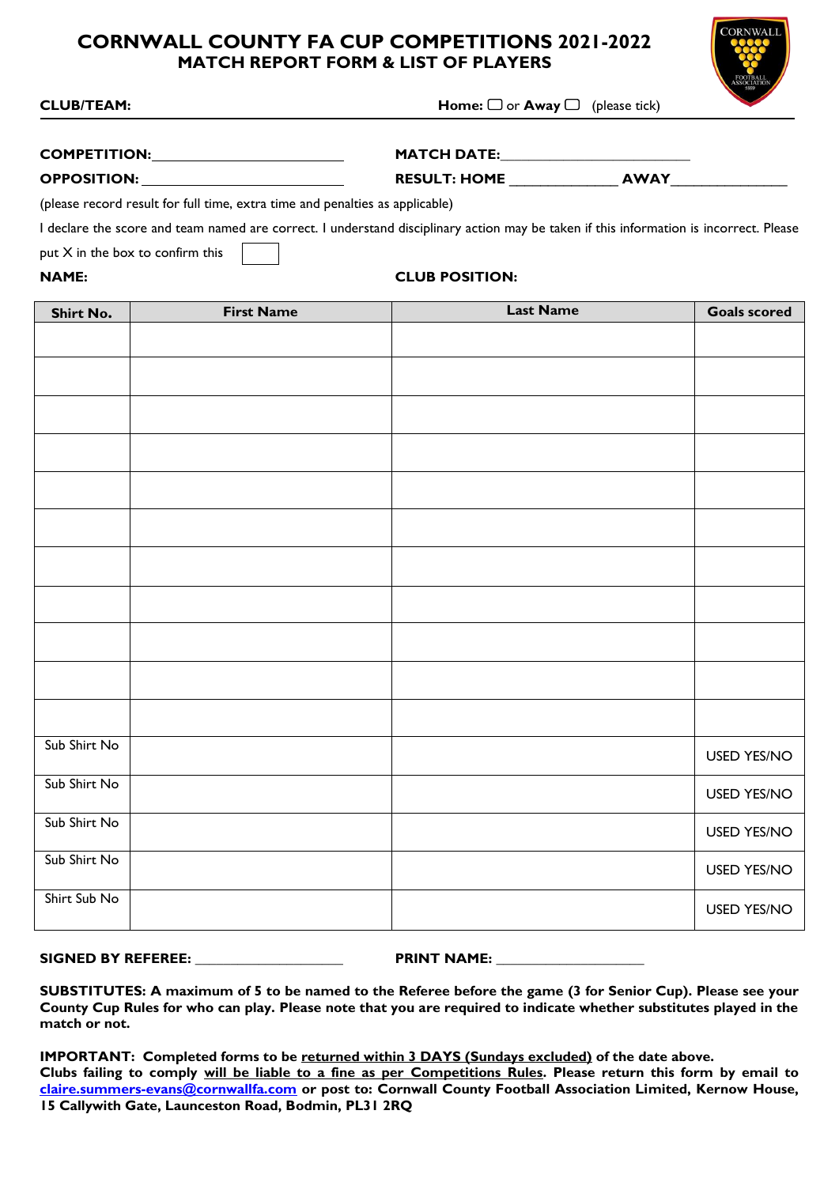# CORNWALL COUNTY FA CUP COMPETITIONS 2021-2022
## MATCH REPORT FORM & LIST OF PLAYERS

**CLUB/TEAM:** **Home:** ☐ or **Away** ☐ (please tick)

**COMPETITION:**\_\_\_\_\_\_\_\_\_\_\_\_\_\_\_\_\_\_\_\_\_\_\_\_ **MATCH DATE:**\_\_\_\_\_\_\_\_\_\_\_\_\_\_\_\_\_\_\_\_\_\_\_\_

**OPPOSITION:** \_\_\_\_\_\_\_\_\_\_\_\_\_\_\_\_\_\_\_\_\_\_\_\_ **RESULT: HOME** \_\_\_\_\_\_\_\_\_\_\_\_\_\_ **AWAY**\_\_\_\_\_\_\_\_\_\_\_\_\_\_

(please record result for full time, extra time and penalties as applicable)

I declare the score and team named are correct. I understand disciplinary action may be taken if this information is incorrect. Please put X in the box to confirm this ☐

**NAME:** **CLUB POSITION:**

| Shirt No. | First Name | Last Name | Goals scored |
|---|---|---|---|
| | | | |
| | | | |
| | | | |
| | | | |
| | | | |
| | | | |
| | | | |
| | | | |
| | | | |
| | | | |
| | | | |
| Sub Shirt No | | | USED YES/NO |
| Sub Shirt No | | | USED YES/NO |
| Sub Shirt No | | | USED YES/NO |
| Sub Shirt No | | | USED YES/NO |
| Shirt Sub No | | | USED YES/NO |

**SIGNED BY REFEREE:** \_\_\_\_\_\_\_\_\_\_\_\_\_\_\_\_\_\_\_\_ **PRINT NAME:** \_\_\_\_\_\_\_\_\_\_\_\_\_\_\_\_\_\_\_\_

**SUBSTITUTES: A maximum of 5 to be named to the Referee before the game (3 for Senior Cup). Please see your County Cup Rules for who can play. Please note that you are required to indicate whether substitutes played in the match or not.**

**IMPORTANT: Completed forms to be returned within 3 DAYS (Sundays excluded) of the date above.**
**Clubs failing to comply will be liable to a fine as per Competitions Rules. Please return this form by email to claire.summers-evans@cornwallfa.com or post to: Cornwall County Football Association Limited, Kernow House, 15 Callywith Gate, Launceston Road, Bodmin, PL31 2RQ**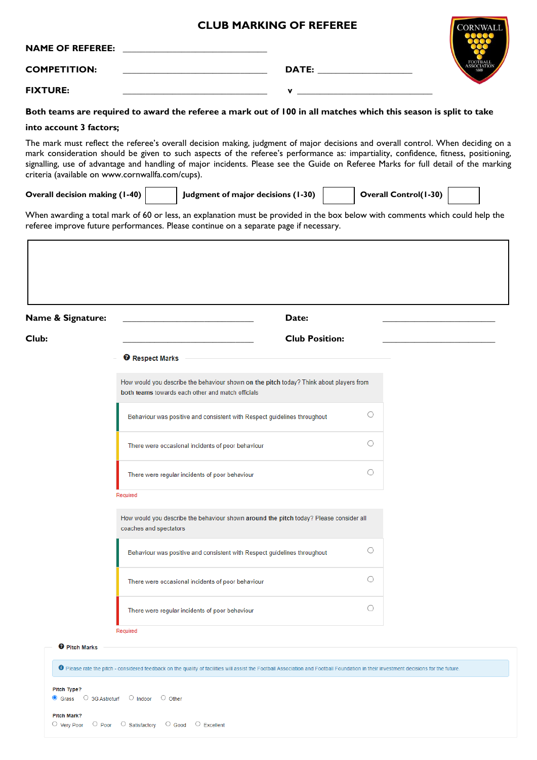# CLUB MARKING OF REFEREE

**NAME OF REFEREE:** ______________________________

**COMPETITION:** ______________________________ **DATE:** ____________________

**FIXTURE:** ______________________________ **v** ______________________________

**Both teams are required to award the referee a mark out of 100 in all matches which this season is split to take into account 3 factors;**

The mark must reflect the referee's overall decision making, judgment of major decisions and overall control. When deciding on a mark consideration should be given to such aspects of the referee's performance as: impartiality, confidence, fitness, positioning, signalling, use of advantage and handling of major incidents. Please see the Guide on Referee Marks for full detail of the marking criteria (available on www.cornwallfa.com/cups).

**Overall decision making (1-40)** [ ] **Judgment of major decisions (1-30)** [ ] **Overall Control(1-30)** [ ]

When awarding a total mark of 60 or less, an explanation must be provided in the box below with comments which could help the referee improve future performances. Please continue on a separate page if necessary.

**Name & Signature:** ______________________________ **Date:** ______________________________

**Club:** ______________________________ **Club Position:** ______________________________

### Respect Marks

How would you describe the behaviour shown **on the pitch** today? Think about players from **both teams** towards each other and match officials

- ○ Behaviour was positive and consistent with Respect guidelines throughout
- ○ There were occasional incidents of poor behaviour
- ○ There were regular incidents of poor behaviour

Required

How would you describe the behaviour shown **around the pitch** today? Please consider all coaches and spectators

- ○ Behaviour was positive and consistent with Respect guidelines throughout
- ○ There were occasional incidents of poor behaviour
- ○ There were regular incidents of poor behaviour

Required

### Pitch Marks

Please rate the pitch - considered feedback on the quality of facilities will assist the Football Association and Football Foundation in their investment decisions for the future.

**Pitch Type?**

● Grass ○ 3G Astroturf ○ Indoor ○ Other

**Pitch Mark?**

○ Very Poor ○ Poor ○ Satisfactory ○ Good ○ Excellent